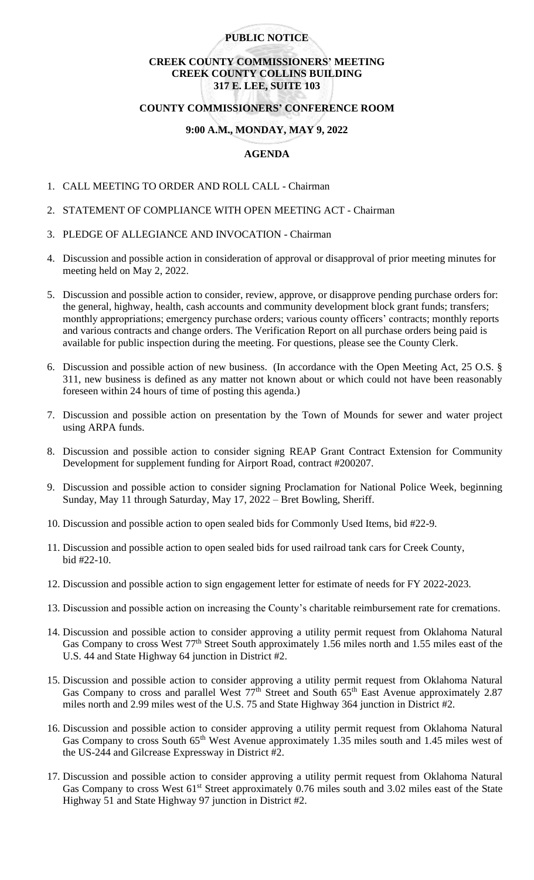**PUBLIC NOTICE**

**CREEK COUNTY COMMISSIONERS' MEETING**
**CREEK COUNTY COLLINS BUILDING**
**317 E. LEE, SUITE 103**

**COUNTY COMMISSIONERS' CONFERENCE ROOM**

**9:00 A.M., MONDAY, MAY 9, 2022**

**AGENDA**

1. CALL MEETING TO ORDER AND ROLL CALL - Chairman
2. STATEMENT OF COMPLIANCE WITH OPEN MEETING ACT - Chairman
3. PLEDGE OF ALLEGIANCE AND INVOCATION - Chairman
4. Discussion and possible action in consideration of approval or disapproval of prior meeting minutes for meeting held on May 2, 2022.
5. Discussion and possible action to consider, review, approve, or disapprove pending purchase orders for: the general, highway, health, cash accounts and community development block grant funds; transfers; monthly appropriations; emergency purchase orders; various county officers' contracts; monthly reports and various contracts and change orders. The Verification Report on all purchase orders being paid is available for public inspection during the meeting. For questions, please see the County Clerk.
6. Discussion and possible action of new business. (In accordance with the Open Meeting Act, 25 O.S. § 311, new business is defined as any matter not known about or which could not have been reasonably foreseen within 24 hours of time of posting this agenda.)
7. Discussion and possible action on presentation by the Town of Mounds for sewer and water project using ARPA funds.
8. Discussion and possible action to consider signing REAP Grant Contract Extension for Community Development for supplement funding for Airport Road, contract #200207.
9. Discussion and possible action to consider signing Proclamation for National Police Week, beginning Sunday, May 11 through Saturday, May 17, 2022 – Bret Bowling, Sheriff.
10. Discussion and possible action to open sealed bids for Commonly Used Items, bid #22-9.
11. Discussion and possible action to open sealed bids for used railroad tank cars for Creek County, bid #22-10.
12. Discussion and possible action to sign engagement letter for estimate of needs for FY 2022-2023.
13. Discussion and possible action on increasing the County's charitable reimbursement rate for cremations.
14. Discussion and possible action to consider approving a utility permit request from Oklahoma Natural Gas Company to cross West 77th Street South approximately 1.56 miles north and 1.55 miles east of the U.S. 44 and State Highway 64 junction in District #2.
15. Discussion and possible action to consider approving a utility permit request from Oklahoma Natural Gas Company to cross and parallel West 77th Street and South 65th East Avenue approximately 2.87 miles north and 2.99 miles west of the U.S. 75 and State Highway 364 junction in District #2.
16. Discussion and possible action to consider approving a utility permit request from Oklahoma Natural Gas Company to cross South 65th West Avenue approximately 1.35 miles south and 1.45 miles west of the US-244 and Gilcrease Expressway in District #2.
17. Discussion and possible action to consider approving a utility permit request from Oklahoma Natural Gas Company to cross West 61st Street approximately 0.76 miles south and 3.02 miles east of the State Highway 51 and State Highway 97 junction in District #2.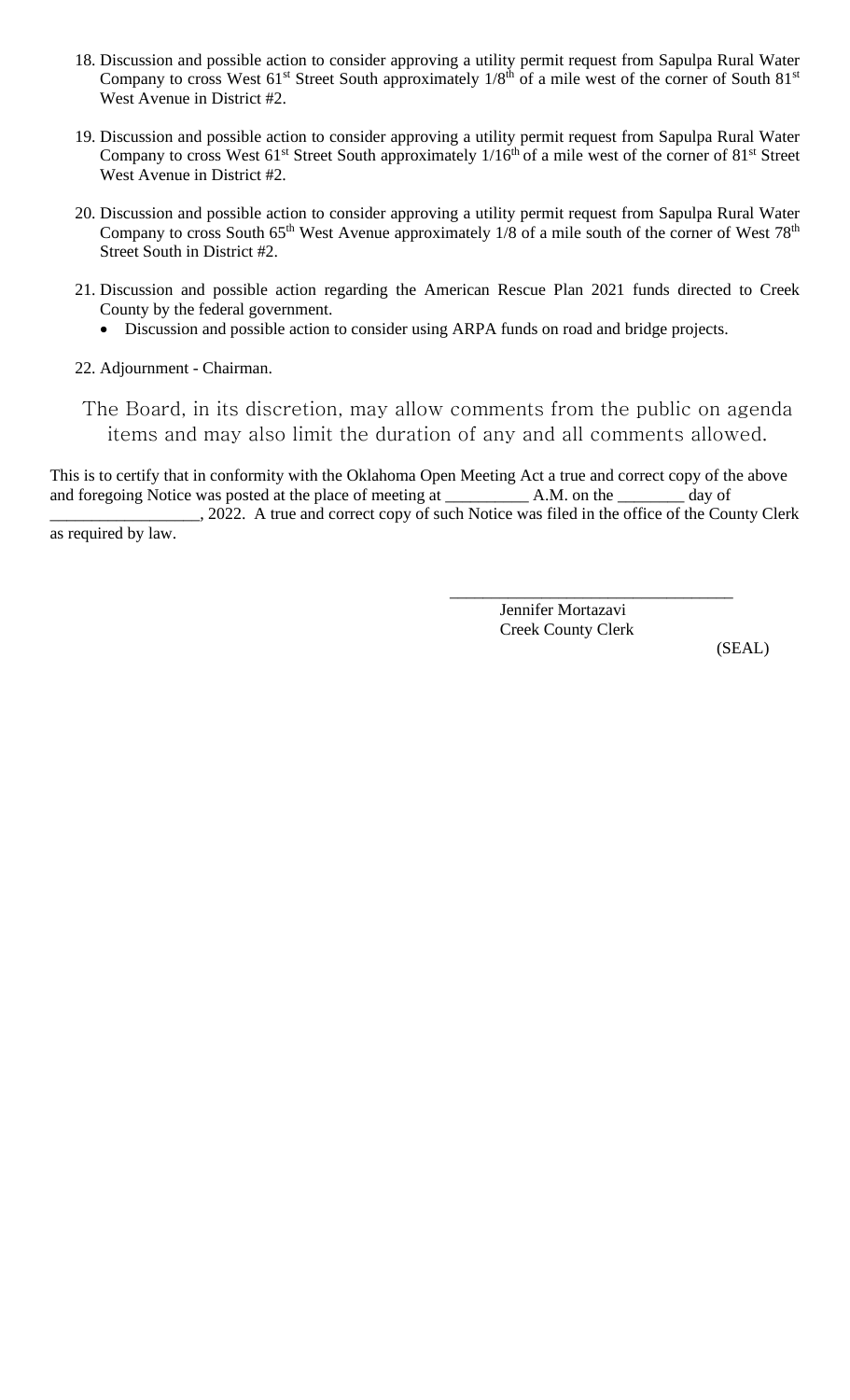18. Discussion and possible action to consider approving a utility permit request from Sapulpa Rural Water Company to cross West 61st Street South approximately 1/8th of a mile west of the corner of South 81st West Avenue in District #2.

19. Discussion and possible action to consider approving a utility permit request from Sapulpa Rural Water Company to cross West 61st Street South approximately 1/16th of a mile west of the corner of 81st Street West Avenue in District #2.

20. Discussion and possible action to consider approving a utility permit request from Sapulpa Rural Water Company to cross South 65th West Avenue approximately 1/8 of a mile south of the corner of West 78th Street South in District #2.

21. Discussion and possible action regarding the American Rescue Plan 2021 funds directed to Creek County by the federal government.
    - Discussion and possible action to consider using ARPA funds on road and bridge projects.

22. Adjournment - Chairman.

The Board, in its discretion, may allow comments from the public on agenda items and may also limit the duration of any and all comments allowed.

This is to certify that in conformity with the Oklahoma Open Meeting Act a true and correct copy of the above and foregoing Notice was posted at the place of meeting at __________ A.M. on the ________ day of _________________, 2022. A true and correct copy of such Notice was filed in the office of the County Clerk as required by law.

_________________________________

Jennifer Mortazavi
Creek County Clerk

(SEAL)